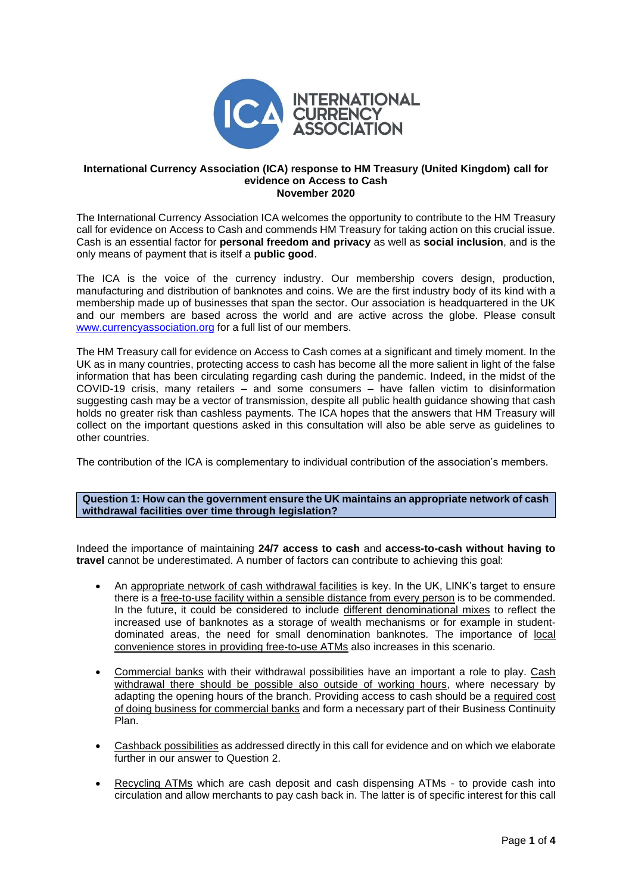**International Currency Association (ICA) response to HM Treasury (United Kingdom) call for evidence on Access to Cash**
**November 2020**

The International Currency Association ICA welcomes the opportunity to contribute to the HM Treasury call for evidence on Access to Cash and commends HM Treasury for taking action on this crucial issue. Cash is an essential factor for **personal freedom and privacy** as well as **social inclusion**, and is the only means of payment that is itself a **public good**.

The ICA is the voice of the currency industry. Our membership covers design, production, manufacturing and distribution of banknotes and coins. We are the first industry body of its kind with a membership made up of businesses that span the sector. Our association is headquartered in the UK and our members are based across the world and are active across the globe. Please consult [www.currencyassociation.org](http://www.currencyassociation.org) for a full list of our members.

The HM Treasury call for evidence on Access to Cash comes at a significant and timely moment. In the UK as in many countries, protecting access to cash has become all the more salient in light of the false information that has been circulating regarding cash during the pandemic. Indeed, in the midst of the COVID-19 crisis, many retailers – and some consumers – have fallen victim to disinformation suggesting cash may be a vector of transmission, despite all public health guidance showing that cash holds no greater risk than cashless payments. The ICA hopes that the answers that HM Treasury will collect on the important questions asked in this consultation will also be able serve as guidelines to other countries.

The contribution of the ICA is complementary to individual contribution of the association's members.

**Question 1: How can the government ensure the UK maintains an appropriate network of cash withdrawal facilities over time through legislation?**

Indeed the importance of maintaining **24/7 access to cash** and **access-to-cash without having to travel** cannot be underestimated. A number of factors can contribute to achieving this goal:

- An <u>appropriate network of cash withdrawal facilities</u> is key. In the UK, LINK's target to ensure there is a <u>free-to-use facility within a sensible distance from every person</u> is to be commended. In the future, it could be considered to include <u>different denominational mixes</u> to reflect the increased use of banknotes as a storage of wealth mechanisms or for example in student-dominated areas, the need for small denomination banknotes. The importance of <u>local convenience stores in providing free-to-use ATMs</u> also increases in this scenario.

- <u>Commercial banks</u> with their withdrawal possibilities have an important a role to play. <u>Cash withdrawal there should be possible also outside of working hours</u>, where necessary by adapting the opening hours of the branch. Providing access to cash should be a <u>required cost of doing business for commercial banks</u> and form a necessary part of their Business Continuity Plan.

- <u>Cashback possibilities</u> as addressed directly in this call for evidence and on which we elaborate further in our answer to Question 2.

- <u>Recycling ATMs</u> which are cash deposit and cash dispensing ATMs - to provide cash into circulation and allow merchants to pay cash back in. The latter is of specific interest for this call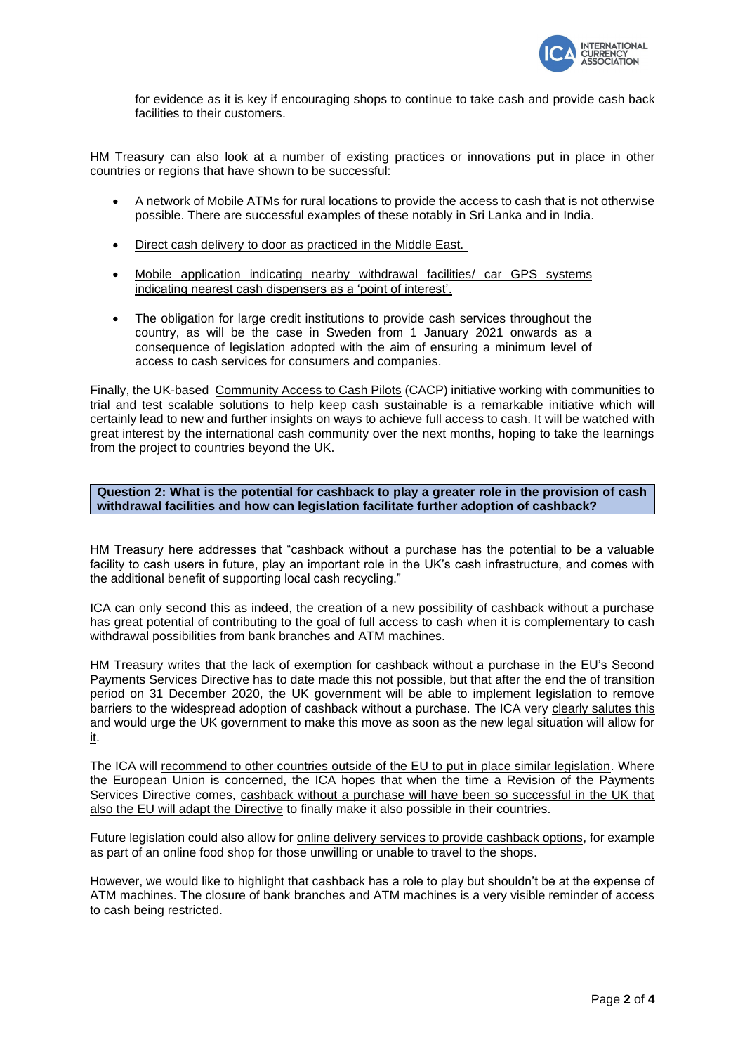for evidence as it is key if encouraging shops to continue to take cash and provide cash back facilities to their customers.

HM Treasury can also look at a number of existing practices or innovations put in place in other countries or regions that have shown to be successful:

- A <u>network of Mobile ATMs for rural locations</u> to provide the access to cash that is not otherwise possible. There are successful examples of these notably in Sri Lanka and in India.

- <u>Direct cash delivery to door as practiced in the Middle East.</u>

- <u>Mobile application indicating nearby withdrawal facilities/ car GPS systems indicating nearest cash dispensers as a 'point of interest'.</u>

- The obligation for large credit institutions to provide cash services throughout the country, as will be the case in Sweden from 1 January 2021 onwards as a consequence of legislation adopted with the aim of ensuring a minimum level of access to cash services for consumers and companies.

Finally, the UK-based <u>Community Access to Cash Pilots</u> (CACP) initiative working with communities to trial and test scalable solutions to help keep cash sustainable is a remarkable initiative which will certainly lead to new and further insights on ways to achieve full access to cash. It will be watched with great interest by the international cash community over the next months, hoping to take the learnings from the project to countries beyond the UK.

**Question 2: What is the potential for cashback to play a greater role in the provision of cash withdrawal facilities and how can legislation facilitate further adoption of cashback?**

HM Treasury here addresses that "cashback without a purchase has the potential to be a valuable facility to cash users in future, play an important role in the UK's cash infrastructure, and comes with the additional benefit of supporting local cash recycling."

ICA can only second this as indeed, the creation of a new possibility of cashback without a purchase has great potential of contributing to the goal of full access to cash when it is complementary to cash withdrawal possibilities from bank branches and ATM machines.

HM Treasury writes that the lack of exemption for cashback without a purchase in the EU's Second Payments Services Directive has to date made this not possible, but that after the end the of transition period on 31 December 2020, the UK government will be able to implement legislation to remove barriers to the widespread adoption of cashback without a purchase. The ICA very <u>clearly salutes this</u> and would <u>urge the UK government to make this move as soon as the new legal situation will allow for it</u>.

The ICA will <u>recommend to other countries outside of the EU to put in place similar legislation</u>. Where the European Union is concerned, the ICA hopes that when the time a Revision of the Payments Services Directive comes, <u>cashback without a purchase will have been so successful in the UK that also the EU will adapt the Directive</u> to finally make it also possible in their countries.

Future legislation could also allow for <u>online delivery services to provide cashback options</u>, for example as part of an online food shop for those unwilling or unable to travel to the shops.

However, we would like to highlight that <u>cashback has a role to play but shouldn't be at the expense of ATM machines</u>. The closure of bank branches and ATM machines is a very visible reminder of access to cash being restricted.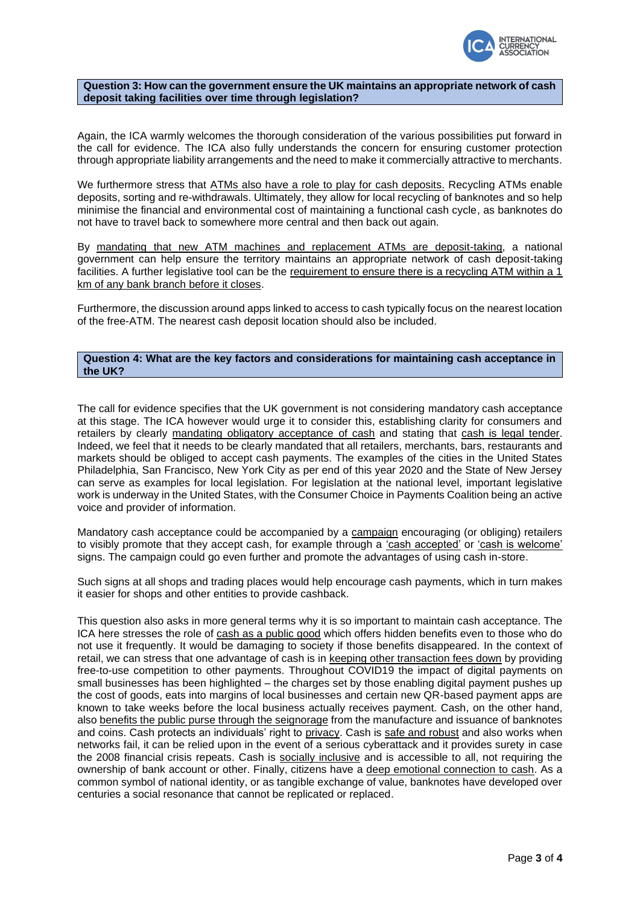**Question 3: How can the government ensure the UK maintains an appropriate network of cash deposit taking facilities over time through legislation?**

Again, the ICA warmly welcomes the thorough consideration of the various possibilities put forward in the call for evidence. The ICA also fully understands the concern for ensuring customer protection through appropriate liability arrangements and the need to make it commercially attractive to merchants.

We furthermore stress that ATMs also have a role to play for cash deposits. Recycling ATMs enable deposits, sorting and re-withdrawals. Ultimately, they allow for local recycling of banknotes and so help minimise the financial and environmental cost of maintaining a functional cash cycle, as banknotes do not have to travel back to somewhere more central and then back out again.

By mandating that new ATM machines and replacement ATMs are deposit-taking, a national government can help ensure the territory maintains an appropriate network of cash deposit-taking facilities. A further legislative tool can be the requirement to ensure there is a recycling ATM within a 1 km of any bank branch before it closes.

Furthermore, the discussion around apps linked to access to cash typically focus on the nearest location of the free-ATM. The nearest cash deposit location should also be included.

**Question 4: What are the key factors and considerations for maintaining cash acceptance in the UK?**

The call for evidence specifies that the UK government is not considering mandatory cash acceptance at this stage. The ICA however would urge it to consider this, establishing clarity for consumers and retailers by clearly mandating obligatory acceptance of cash and stating that cash is legal tender. Indeed, we feel that it needs to be clearly mandated that all retailers, merchants, bars, restaurants and markets should be obliged to accept cash payments. The examples of the cities in the United States Philadelphia, San Francisco, New York City as per end of this year 2020 and the State of New Jersey can serve as examples for local legislation. For legislation at the national level, important legislative work is underway in the United States, with the Consumer Choice in Payments Coalition being an active voice and provider of information.

Mandatory cash acceptance could be accompanied by a campaign encouraging (or obliging) retailers to visibly promote that they accept cash, for example through a 'cash accepted' or 'cash is welcome' signs. The campaign could go even further and promote the advantages of using cash in-store.

Such signs at all shops and trading places would help encourage cash payments, which in turn makes it easier for shops and other entities to provide cashback.

This question also asks in more general terms why it is so important to maintain cash acceptance. The ICA here stresses the role of cash as a public good which offers hidden benefits even to those who do not use it frequently. It would be damaging to society if those benefits disappeared. In the context of retail, we can stress that one advantage of cash is in keeping other transaction fees down by providing free-to-use competition to other payments. Throughout COVID19 the impact of digital payments on small businesses has been highlighted – the charges set by those enabling digital payment pushes up the cost of goods, eats into margins of local businesses and certain new QR-based payment apps are known to take weeks before the local business actually receives payment. Cash, on the other hand, also benefits the public purse through the seignorage from the manufacture and issuance of banknotes and coins. Cash protects an individuals' right to privacy. Cash is safe and robust and also works when networks fail, it can be relied upon in the event of a serious cyberattack and it provides surety in case the 2008 financial crisis repeats. Cash is socially inclusive and is accessible to all, not requiring the ownership of bank account or other. Finally, citizens have a deep emotional connection to cash. As a common symbol of national identity, or as tangible exchange of value, banknotes have developed over centuries a social resonance that cannot be replicated or replaced.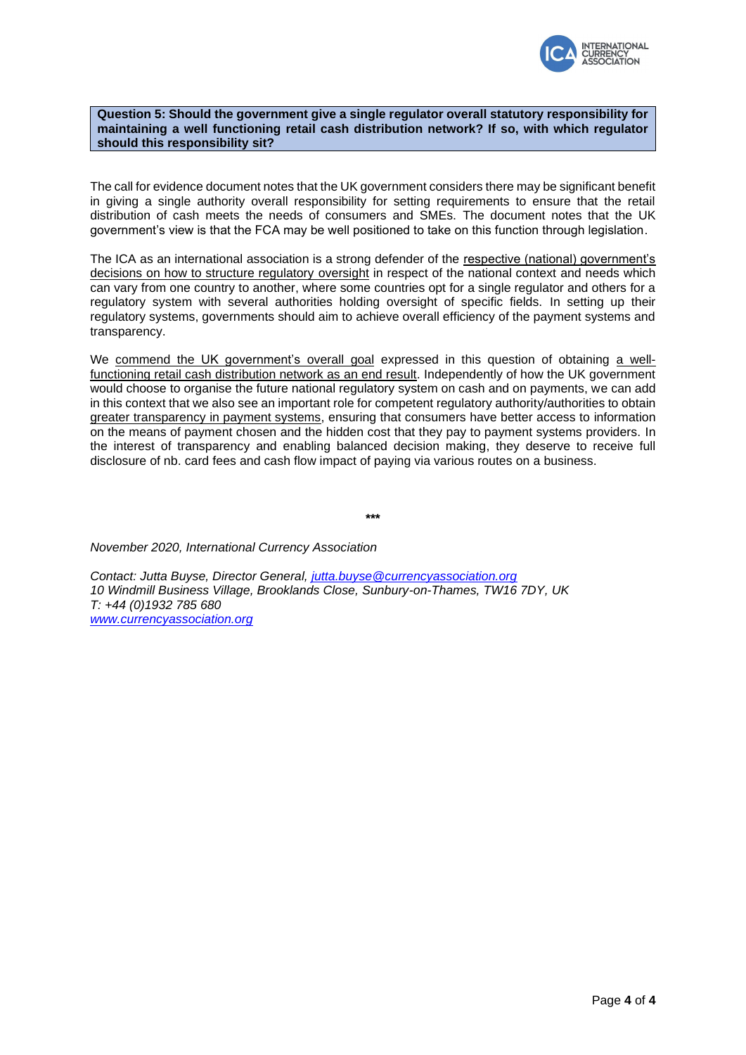**Question 5: Should the government give a single regulator overall statutory responsibility for maintaining a well functioning retail cash distribution network? If so, with which regulator should this responsibility sit?**

The call for evidence document notes that the UK government considers there may be significant benefit in giving a single authority overall responsibility for setting requirements to ensure that the retail distribution of cash meets the needs of consumers and SMEs. The document notes that the UK government's view is that the FCA may be well positioned to take on this function through legislation.

The ICA as an international association is a strong defender of the respective (national) government's decisions on how to structure regulatory oversight in respect of the national context and needs which can vary from one country to another, where some countries opt for a single regulator and others for a regulatory system with several authorities holding oversight of specific fields. In setting up their regulatory systems, governments should aim to achieve overall efficiency of the payment systems and transparency.

We commend the UK government's overall goal expressed in this question of obtaining a well-functioning retail cash distribution network as an end result. Independently of how the UK government would choose to organise the future national regulatory system on cash and on payments, we can add in this context that we also see an important role for competent regulatory authority/authorities to obtain greater transparency in payment systems, ensuring that consumers have better access to information on the means of payment chosen and the hidden cost that they pay to payment systems providers. In the interest of transparency and enabling balanced decision making, they deserve to receive full disclosure of nb. card fees and cash flow impact of paying via various routes on a business.

***

*November 2020, International Currency Association*

*Contact: Jutta Buyse, Director General, jutta.buyse@currencyassociation.org*
*10 Windmill Business Village, Brooklands Close, Sunbury-on-Thames, TW16 7DY, UK*
*T: +44 (0)1932 785 680*
*www.currencyassociation.org*